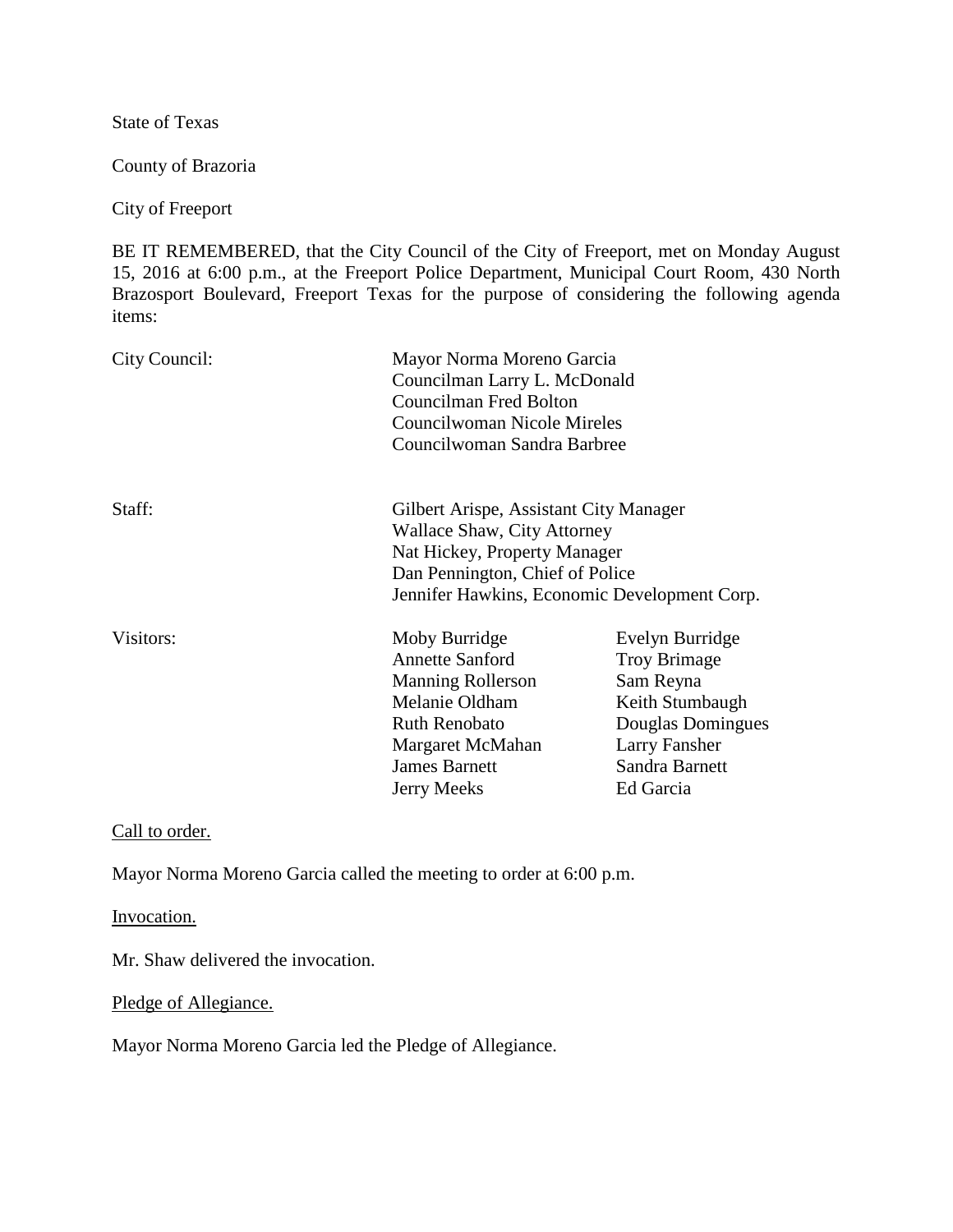State of Texas

County of Brazoria

City of Freeport

BE IT REMEMBERED, that the City Council of the City of Freeport, met on Monday August 15, 2016 at 6:00 p.m., at the Freeport Police Department, Municipal Court Room, 430 North Brazosport Boulevard, Freeport Texas for the purpose of considering the following agenda items:

| | | |
|---|---|---|
| City Council: | Mayor Norma Moreno Garcia<br>Councilman Larry L. McDonald<br>Councilman Fred Bolton<br>Councilwoman Nicole Mireles<br>Councilwoman Sandra Barbree | |
| Staff: | Gilbert Arispe, Assistant City Manager<br>Wallace Shaw, City Attorney<br>Nat Hickey, Property Manager<br>Dan Pennington, Chief of Police<br>Jennifer Hawkins, Economic Development Corp. | |
| Visitors: | Moby Burridge | Evelyn Burridge |
| | Annette Sanford | Troy Brimage |
| | Manning Rollerson | Sam Reyna |
| | Melanie Oldham | Keith Stumbaugh |
| | Ruth Renobato | Douglas Domingues |
| | Margaret McMahan | Larry Fansher |
| | James Barnett | Sandra Barnett |
| | Jerry Meeks | Ed Garcia |

Call to order.

Mayor Norma Moreno Garcia called the meeting to order at 6:00 p.m.

Invocation.

Mr. Shaw delivered the invocation.

Pledge of Allegiance.

Mayor Norma Moreno Garcia led the Pledge of Allegiance.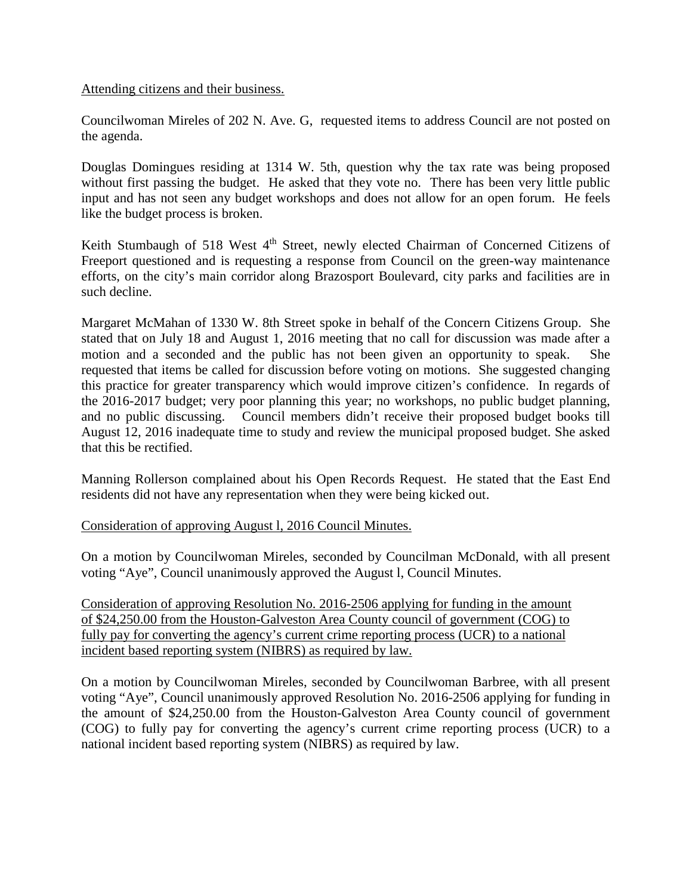Attending citizens and their business.

Councilwoman Mireles of 202 N. Ave. G, requested items to address Council are not posted on the agenda.

Douglas Domingues residing at 1314 W. 5th, question why the tax rate was being proposed without first passing the budget. He asked that they vote no. There has been very little public input and has not seen any budget workshops and does not allow for an open forum. He feels like the budget process is broken.

Keith Stumbaugh of 518 West 4th Street, newly elected Chairman of Concerned Citizens of Freeport questioned and is requesting a response from Council on the green-way maintenance efforts, on the city's main corridor along Brazosport Boulevard, city parks and facilities are in such decline.

Margaret McMahan of 1330 W. 8th Street spoke in behalf of the Concern Citizens Group. She stated that on July 18 and August 1, 2016 meeting that no call for discussion was made after a motion and a seconded and the public has not been given an opportunity to speak. She requested that items be called for discussion before voting on motions. She suggested changing this practice for greater transparency which would improve citizen's confidence. In regards of the 2016-2017 budget; very poor planning this year; no workshops, no public budget planning, and no public discussing. Council members didn't receive their proposed budget books till August 12, 2016 inadequate time to study and review the municipal proposed budget. She asked that this be rectified.

Manning Rollerson complained about his Open Records Request. He stated that the East End residents did not have any representation when they were being kicked out.

Consideration of approving August l, 2016 Council Minutes.

On a motion by Councilwoman Mireles, seconded by Councilman McDonald, with all present voting "Aye", Council unanimously approved the August l, Council Minutes.

Consideration of approving Resolution No. 2016-2506 applying for funding in the amount of $24,250.00 from the Houston-Galveston Area County council of government (COG) to fully pay for converting the agency's current crime reporting process (UCR) to a national incident based reporting system (NIBRS) as required by law.

On a motion by Councilwoman Mireles, seconded by Councilwoman Barbree, with all present voting "Aye", Council unanimously approved Resolution No. 2016-2506 applying for funding in the amount of $24,250.00 from the Houston-Galveston Area County council of government (COG) to fully pay for converting the agency's current crime reporting process (UCR) to a national incident based reporting system (NIBRS) as required by law.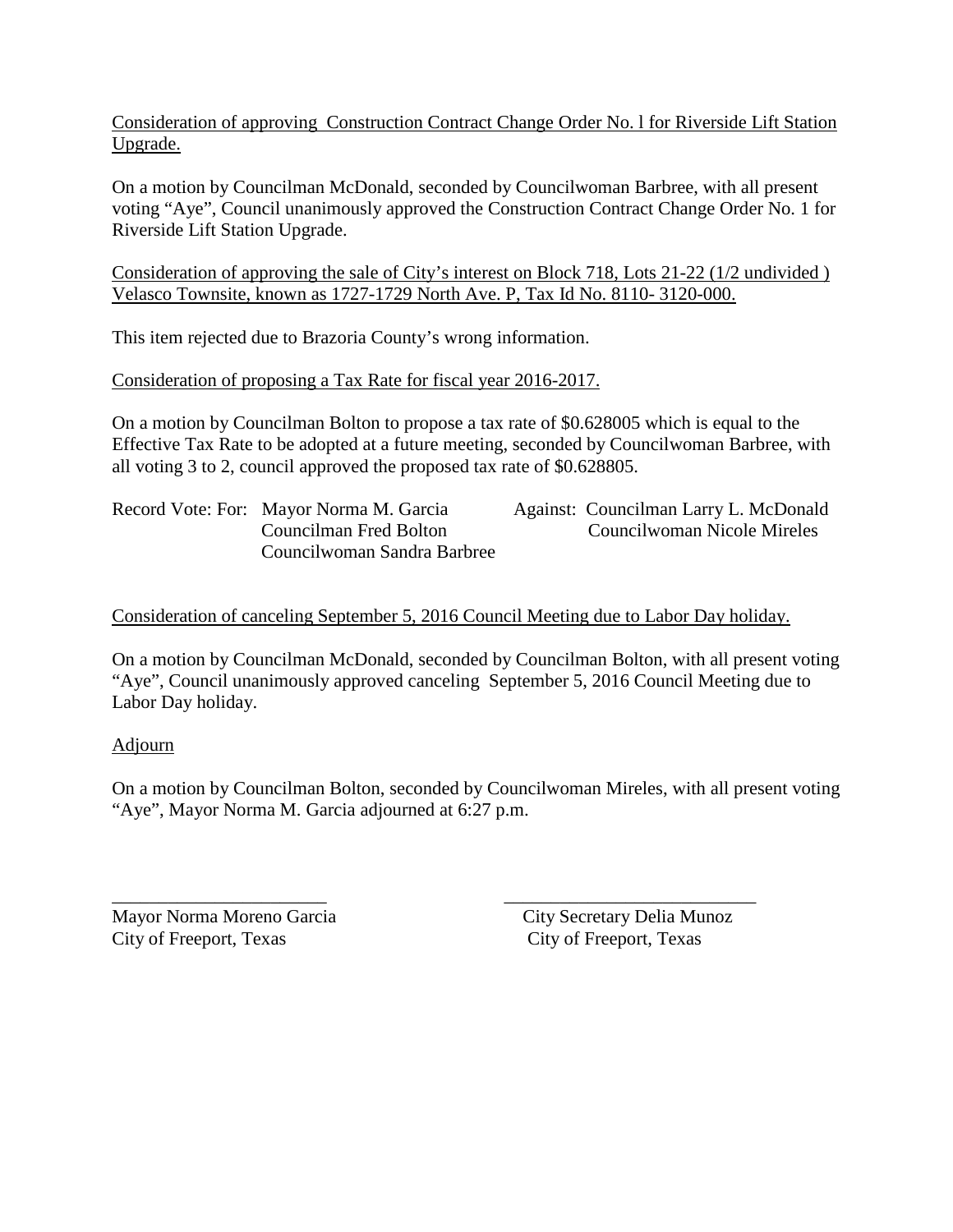<u>Consideration of approving  Construction Contract Change Order No. l for Riverside Lift Station Upgrade.</u>

On a motion by Councilman McDonald, seconded by Councilwoman Barbree, with all present voting "Aye", Council unanimously approved the Construction Contract Change Order No. 1 for Riverside Lift Station Upgrade.

<u>Consideration of approving the sale of City's interest on Block 718, Lots 21-22 (1/2 undivided ) Velasco Townsite, known as 1727-1729 North Ave. P, Tax Id No. 8110- 3120-000.</u>

This item rejected due to Brazoria County's wrong information.

<u>Consideration of proposing a Tax Rate for fiscal year 2016-2017.</u>

On a motion by Councilman Bolton to propose a tax rate of $0.628005 which is equal to the Effective Tax Rate to be adopted at a future meeting, seconded by Councilwoman Barbree, with all voting 3 to 2, council approved the proposed tax rate of $0.628805.

Record Vote: For: Mayor Norma M. Garcia
Councilman Fred Bolton
Councilwoman Sandra Barbree

Against: Councilman Larry L. McDonald
Councilwoman Nicole Mireles

<u>Consideration of canceling September 5, 2016 Council Meeting due to Labor Day holiday.</u>

On a motion by Councilman McDonald, seconded by Councilman Bolton, with all present voting "Aye", Council unanimously approved canceling  September 5, 2016 Council Meeting due to Labor Day holiday.

<u>Adjourn</u>

On a motion by Councilman Bolton, seconded by Councilwoman Mireles, with all present voting "Aye", Mayor Norma M. Garcia adjourned at 6:27 p.m.

_______________________ 
Mayor Norma Moreno Garcia
City of Freeport, Texas

_______________________ 
City Secretary Delia Munoz
City of Freeport, Texas